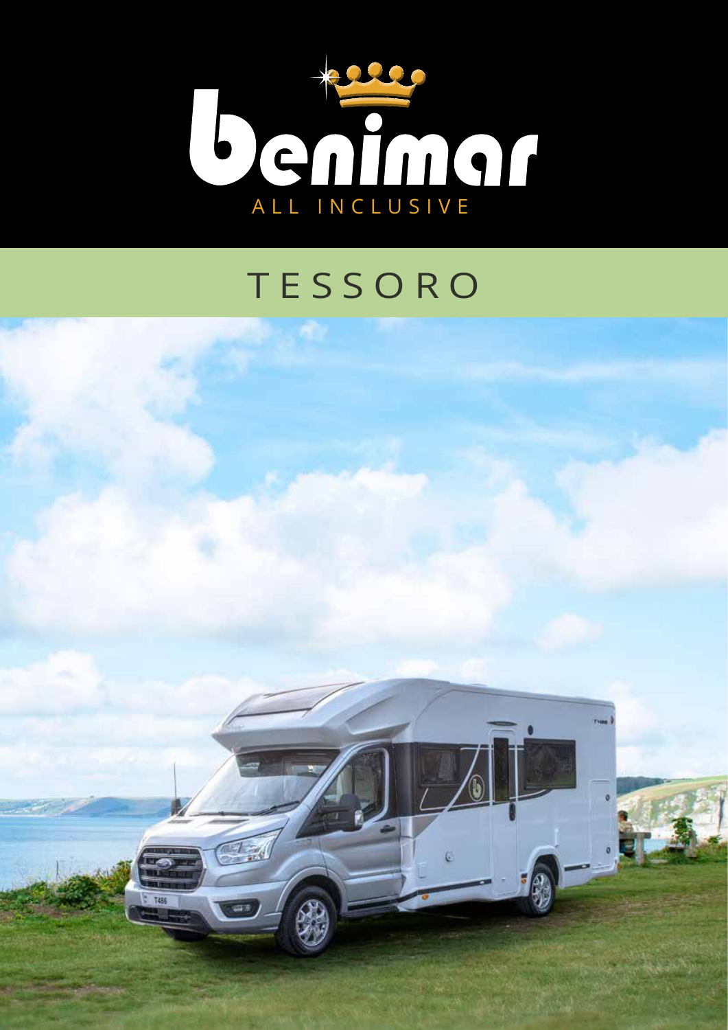# benimar

ALL INCLUSIVE

## TESSORO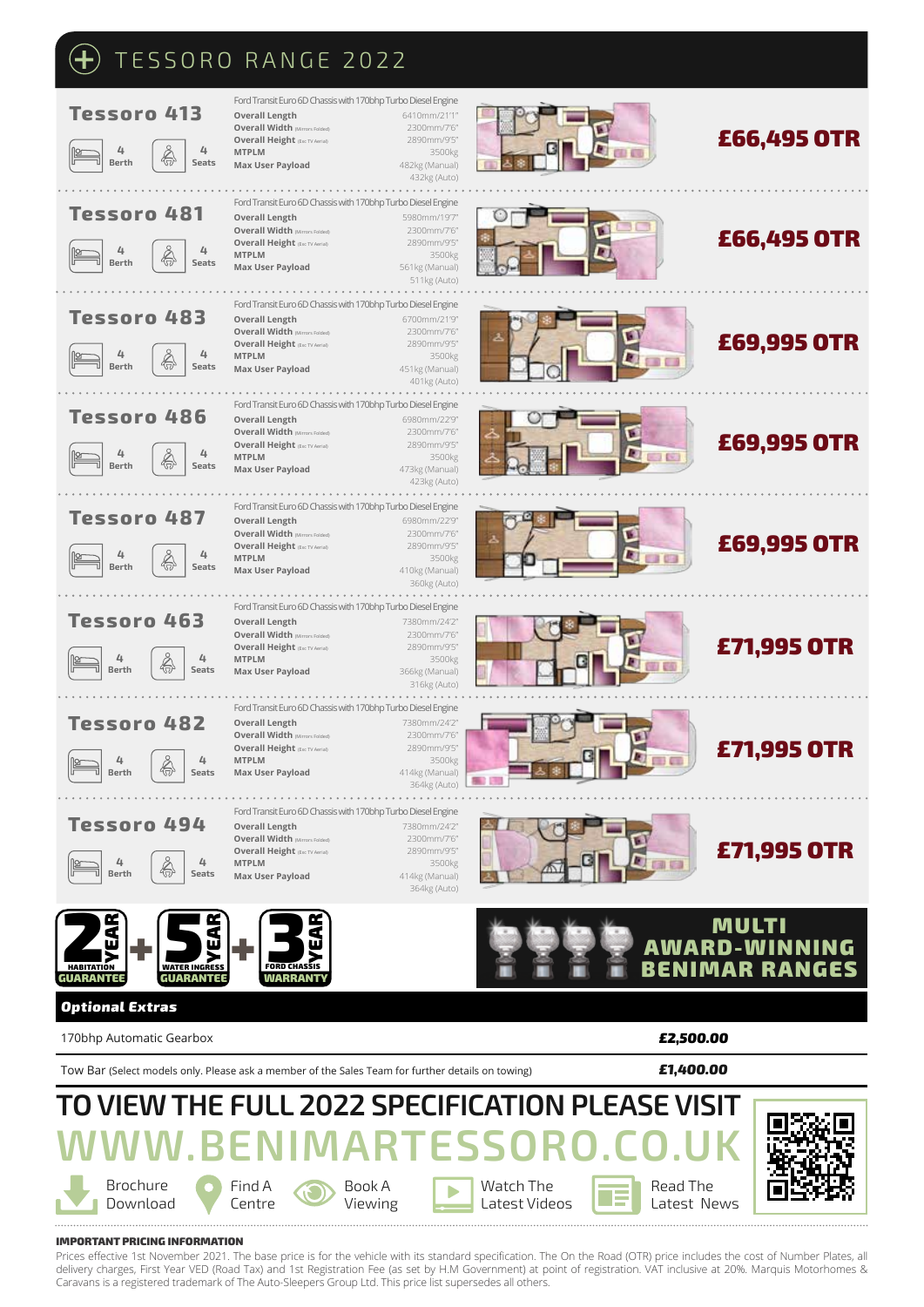# TESSORO RANGE 2022

## Tessoro 413

4 Berth | 4 Seats

Ford Transit Euro 6D Chassis with 170bhp Turbo Diesel Engine

| | |
|---|---|
| Overall Length | 6410mm/21'1" |
| Overall Width (Mirrors Folded) | 2300mm/7'6" |
| Overall Height (Exc TV Aerial) | 2890mm/9'5" |
| MTPLM | 3500kg |
| Max User Payload | 482kg (Manual) 432kg (Auto) |

**£66,495 OTR**

## Tessoro 481

4 Berth | 4 Seats

Ford Transit Euro 6D Chassis with 170bhp Turbo Diesel Engine

| | |
|---|---|
| Overall Length | 5980mm/19'7" |
| Overall Width (Mirrors Folded) | 2300mm/7'6" |
| Overall Height (Exc TV Aerial) | 2890mm/9'5" |
| MTPLM | 3500kg |
| Max User Payload | 561kg (Manual) 511kg (Auto) |

**£66,495 OTR**

## Tessoro 483

4 Berth | 4 Seats

Ford Transit Euro 6D Chassis with 170bhp Turbo Diesel Engine

| | |
|---|---|
| Overall Length | 6700mm/21'9" |
| Overall Width (Mirrors Folded) | 2300mm/7'6" |
| Overall Height (Exc TV Aerial) | 2890mm/9'5" |
| MTPLM | 3500kg |
| Max User Payload | 451kg (Manual) 401kg (Auto) |

**£69,995 OTR**

## Tessoro 486

4 Berth | 4 Seats

Ford Transit Euro 6D Chassis with 170bhp Turbo Diesel Engine

| | |
|---|---|
| Overall Length | 6980mm/22'9" |
| Overall Width (Mirrors Folded) | 2300mm/7'6" |
| Overall Height (Exc TV Aerial) | 2890mm/9'5" |
| MTPLM | 3500kg |
| Max User Payload | 473kg (Manual) 423kg (Auto) |

**£69,995 OTR**

## Tessoro 487

4 Berth | 4 Seats

Ford Transit Euro 6D Chassis with 170bhp Turbo Diesel Engine

| | |
|---|---|
| Overall Length | 6980mm/22'9" |
| Overall Width (Mirrors Folded) | 2300mm/7'6" |
| Overall Height (Exc TV Aerial) | 2890mm/9'5" |
| MTPLM | 3500kg |
| Max User Payload | 410kg (Manual) 360kg (Auto) |

**£69,995 OTR**

## Tessoro 463

4 Berth | 4 Seats

Ford Transit Euro 6D Chassis with 170bhp Turbo Diesel Engine

| | |
|---|---|
| Overall Length | 7380mm/24'2" |
| Overall Width (Mirrors Folded) | 2300mm/7'6" |
| Overall Height (Exc TV Aerial) | 2890mm/9'5" |
| MTPLM | 3500kg |
| Max User Payload | 366kg (Manual) 316kg (Auto) |

**£71,995 OTR**

## Tessoro 482

4 Berth | 4 Seats

Ford Transit Euro 6D Chassis with 170bhp Turbo Diesel Engine

| | |
|---|---|
| Overall Length | 7380mm/24'2" |
| Overall Width (Mirrors Folded) | 2300mm/7'6" |
| Overall Height (Exc TV Aerial) | 2890mm/9'5" |
| MTPLM | 3500kg |
| Max User Payload | 414kg (Manual) 364kg (Auto) |

**£71,995 OTR**

## Tessoro 494

4 Berth | 4 Seats

Ford Transit Euro 6D Chassis with 170bhp Turbo Diesel Engine

| | |
|---|---|
| Overall Length | 7380mm/24'2" |
| Overall Width (Mirrors Folded) | 2300mm/7'6" |
| Overall Height (Exc TV Aerial) | 2890mm/9'5" |
| MTPLM | 3500kg |
| Max User Payload | 414kg (Manual) 364kg (Auto) |

**£71,995 OTR**

2 YEAR HABITATION GUARANTEE + 5 YEAR WATER INGRESS GUARANTEE + 3 YEAR FORD CHASSIS WARRANTY

MULTI AWARD-WINNING BENIMAR RANGES

## *Optional Extras*

| | |
|---|---|
| 170bhp Automatic Gearbox | *£2,500.00* |
| Tow Bar (Select models only. Please ask a member of the Sales Team for further details on towing) | *£1,400.00* |

# TO VIEW THE FULL 2022 SPECIFICATION PLEASE VISIT WWW.BENIMARTESSORO.CO.UK

Brochure Download | Find A Centre | Book A Viewing | Watch The Latest Videos | Read The Latest News

**IMPORTANT PRICING INFORMATION**

Prices effective 1st November 2021. The base price is for the vehicle with its standard specification. The On the Road (OTR) price includes the cost of Number Plates, all delivery charges, First Year VED (Road Tax) and 1st Registration Fee (as set by H.M Government) at point of registration. VAT inclusive at 20%. Marquis Motorhomes & Caravans is a registered trademark of The Auto-Sleepers Group Ltd. This price list supersedes all others.